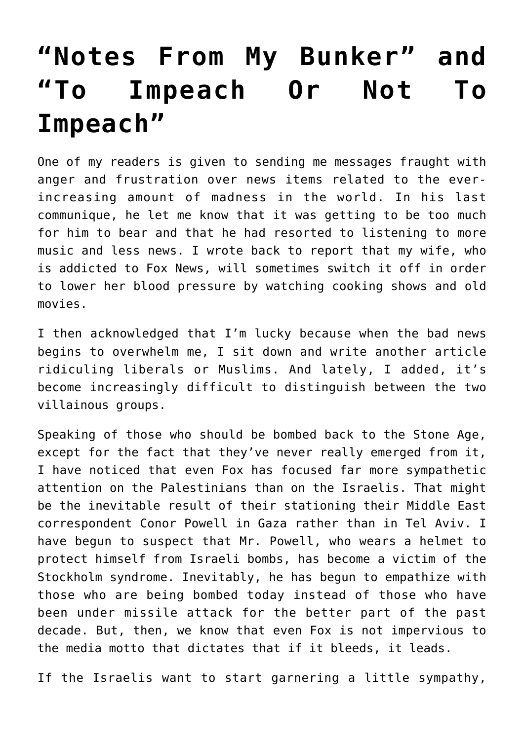# “Notes From My Bunker” and “To Impeach Or Not To Impeach”

One of my readers is given to sending me messages fraught with anger and frustration over news items related to the ever-increasing amount of madness in the world. In his last communique, he let me know that it was getting to be too much for him to bear and that he had resorted to listening to more music and less news. I wrote back to report that my wife, who is addicted to Fox News, will sometimes switch it off in order to lower her blood pressure by watching cooking shows and old movies.

I then acknowledged that I’m lucky because when the bad news begins to overwhelm me, I sit down and write another article ridiculing liberals or Muslims. And lately, I added, it’s become increasingly difficult to distinguish between the two villainous groups.

Speaking of those who should be bombed back to the Stone Age, except for the fact that they’ve never really emerged from it, I have noticed that even Fox has focused far more sympathetic attention on the Palestinians than on the Israelis. That might be the inevitable result of their stationing their Middle East correspondent Conor Powell in Gaza rather than in Tel Aviv. I have begun to suspect that Mr. Powell, who wears a helmet to protect himself from Israeli bombs, has become a victim of the Stockholm syndrome. Inevitably, he has begun to empathize with those who are being bombed today instead of those who have been under missile attack for the better part of the past decade. But, then, we know that even Fox is not impervious to the media motto that dictates that if it bleeds, it leads.

If the Israelis want to start garnering a little sympathy,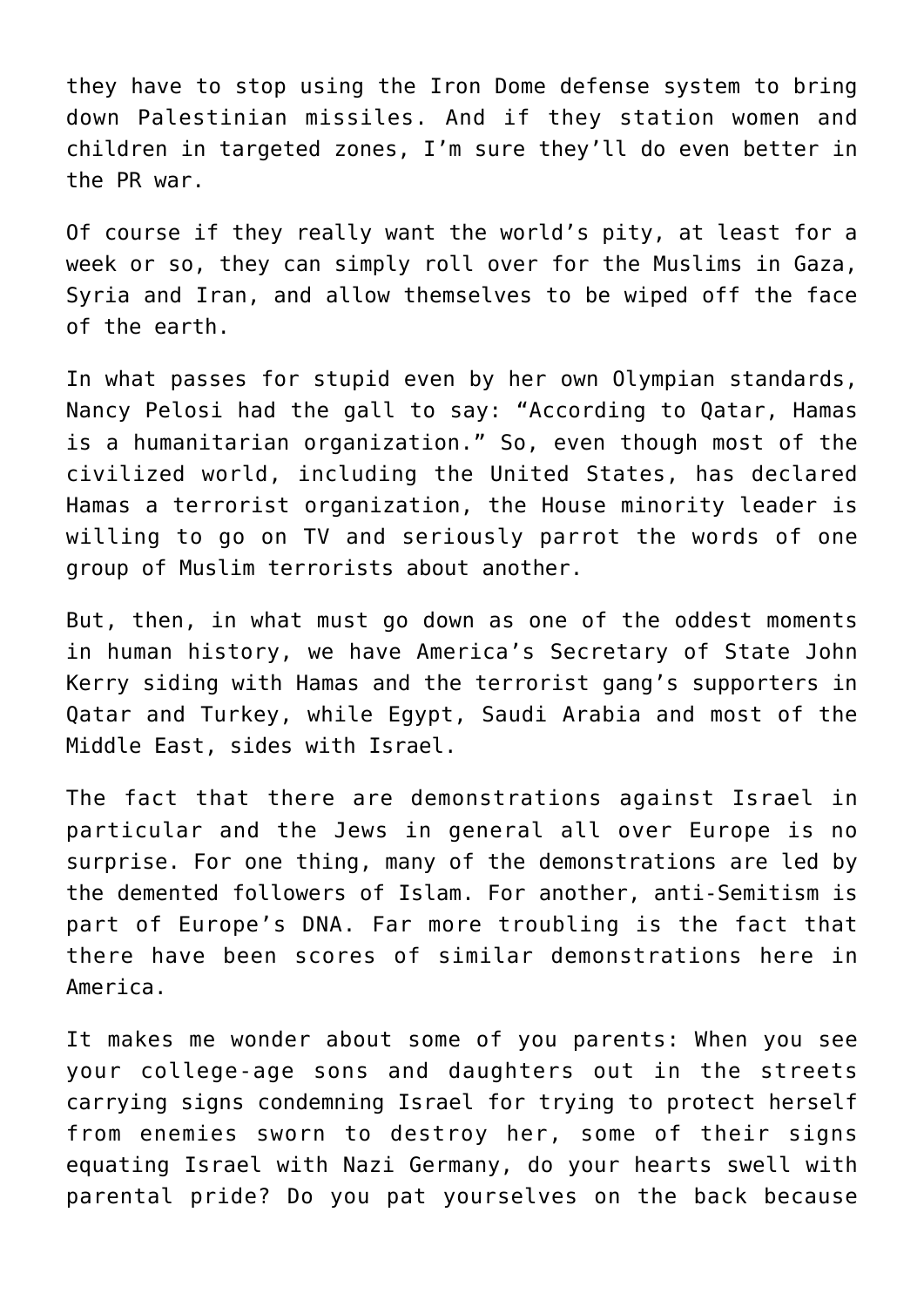they have to stop using the Iron Dome defense system to bring down Palestinian missiles. And if they station women and children in targeted zones, I'm sure they'll do even better in the PR war.

Of course if they really want the world's pity, at least for a week or so, they can simply roll over for the Muslims in Gaza, Syria and Iran, and allow themselves to be wiped off the face of the earth.

In what passes for stupid even by her own Olympian standards, Nancy Pelosi had the gall to say: "According to Qatar, Hamas is a humanitarian organization." So, even though most of the civilized world, including the United States, has declared Hamas a terrorist organization, the House minority leader is willing to go on TV and seriously parrot the words of one group of Muslim terrorists about another.

But, then, in what must go down as one of the oddest moments in human history, we have America's Secretary of State John Kerry siding with Hamas and the terrorist gang's supporters in Qatar and Turkey, while Egypt, Saudi Arabia and most of the Middle East, sides with Israel.

The fact that there are demonstrations against Israel in particular and the Jews in general all over Europe is no surprise. For one thing, many of the demonstrations are led by the demented followers of Islam. For another, anti-Semitism is part of Europe's DNA. Far more troubling is the fact that there have been scores of similar demonstrations here in America.

It makes me wonder about some of you parents: When you see your college-age sons and daughters out in the streets carrying signs condemning Israel for trying to protect herself from enemies sworn to destroy her, some of their signs equating Israel with Nazi Germany, do your hearts swell with parental pride? Do you pat yourselves on the back because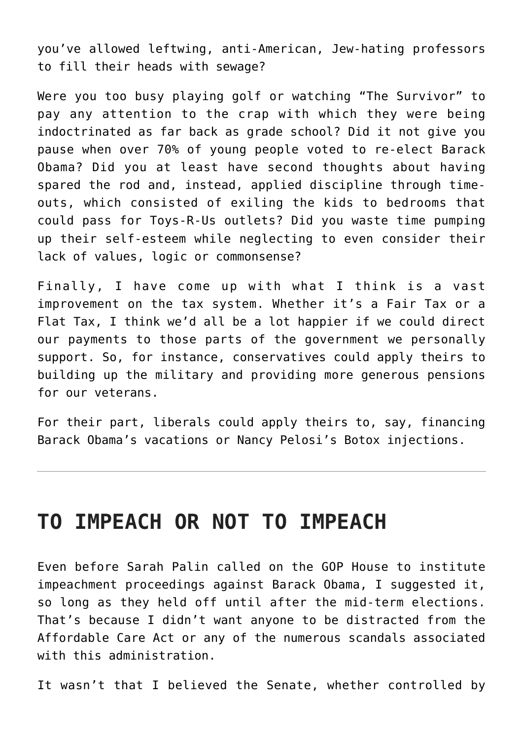you've allowed leftwing, anti-American, Jew-hating professors to fill their heads with sewage?

Were you too busy playing golf or watching "The Survivor" to pay any attention to the crap with which they were being indoctrinated as far back as grade school? Did it not give you pause when over 70% of young people voted to re-elect Barack Obama? Did you at least have second thoughts about having spared the rod and, instead, applied discipline through time-outs, which consisted of exiling the kids to bedrooms that could pass for Toys-R-Us outlets? Did you waste time pumping up their self-esteem while neglecting to even consider their lack of values, logic or commonsense?

Finally, I have come up with what I think is a vast improvement on the tax system. Whether it's a Fair Tax or a Flat Tax, I think we'd all be a lot happier if we could direct our payments to those parts of the government we personally support. So, for instance, conservatives could apply theirs to building up the military and providing more generous pensions for our veterans.

For their part, liberals could apply theirs to, say, financing Barack Obama's vacations or Nancy Pelosi's Botox injections.

---

## TO IMPEACH OR NOT TO IMPEACH

Even before Sarah Palin called on the GOP House to institute impeachment proceedings against Barack Obama, I suggested it, so long as they held off until after the mid-term elections. That's because I didn't want anyone to be distracted from the Affordable Care Act or any of the numerous scandals associated with this administration.

It wasn't that I believed the Senate, whether controlled by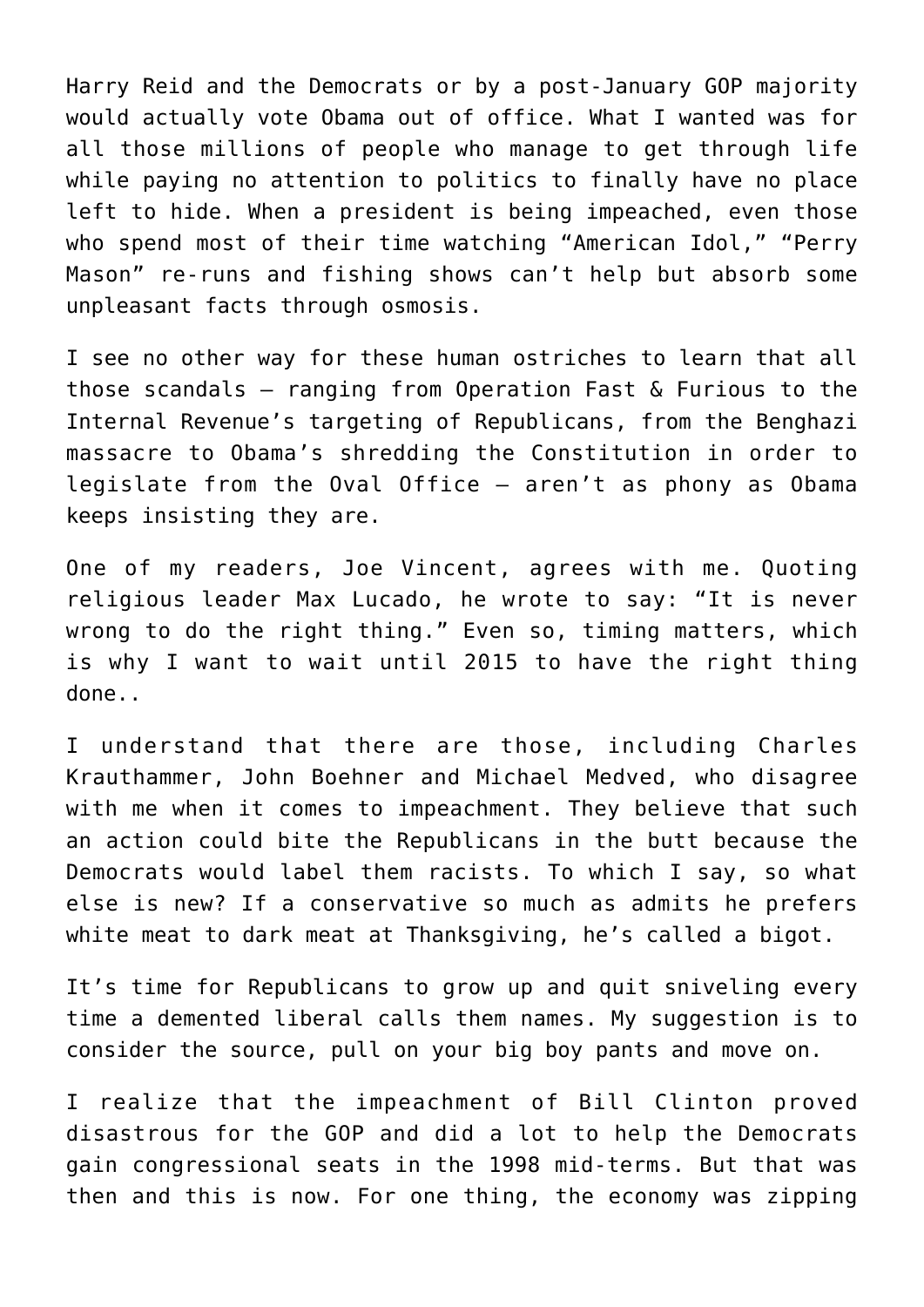Harry Reid and the Democrats or by a post-January GOP majority would actually vote Obama out of office. What I wanted was for all those millions of people who manage to get through life while paying no attention to politics to finally have no place left to hide. When a president is being impeached, even those who spend most of their time watching "American Idol," "Perry Mason" re-runs and fishing shows can't help but absorb some unpleasant facts through osmosis.

I see no other way for these human ostriches to learn that all those scandals – ranging from Operation Fast & Furious to the Internal Revenue's targeting of Republicans, from the Benghazi massacre to Obama's shredding the Constitution in order to legislate from the Oval Office – aren't as phony as Obama keeps insisting they are.

One of my readers, Joe Vincent, agrees with me. Quoting religious leader Max Lucado, he wrote to say: "It is never wrong to do the right thing." Even so, timing matters, which is why I want to wait until 2015 to have the right thing done..

I understand that there are those, including Charles Krauthammer, John Boehner and Michael Medved, who disagree with me when it comes to impeachment. They believe that such an action could bite the Republicans in the butt because the Democrats would label them racists. To which I say, so what else is new? If a conservative so much as admits he prefers white meat to dark meat at Thanksgiving, he's called a bigot.

It's time for Republicans to grow up and quit sniveling every time a demented liberal calls them names. My suggestion is to consider the source, pull on your big boy pants and move on.

I realize that the impeachment of Bill Clinton proved disastrous for the GOP and did a lot to help the Democrats gain congressional seats in the 1998 mid-terms. But that was then and this is now. For one thing, the economy was zipping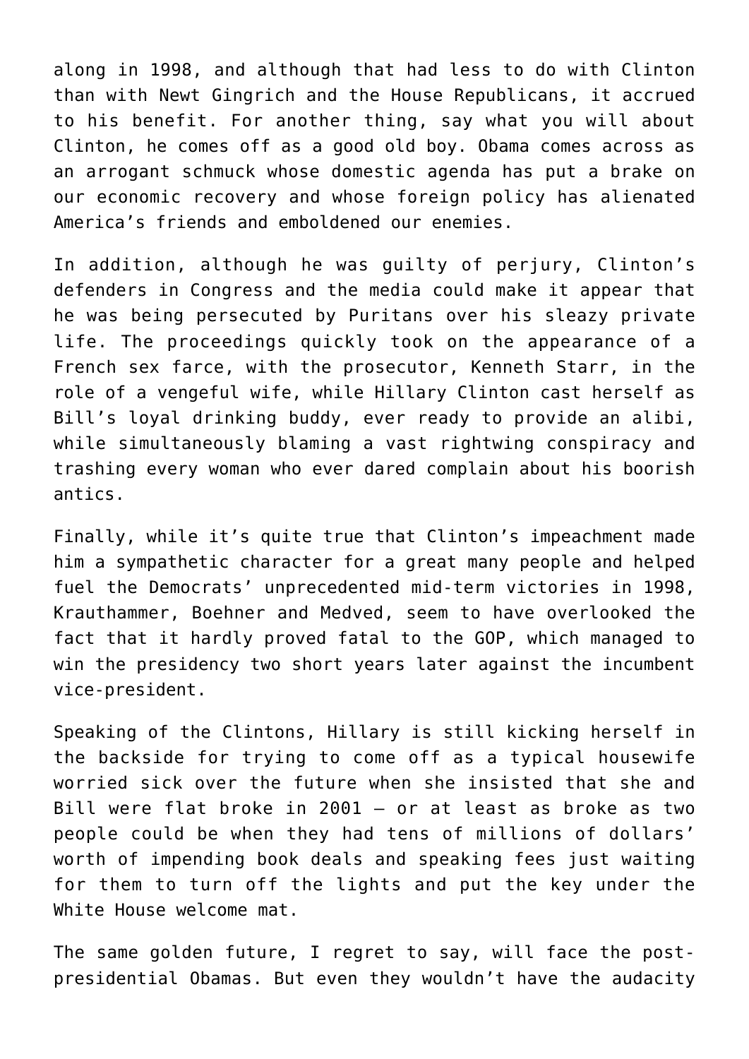along in 1998, and although that had less to do with Clinton than with Newt Gingrich and the House Republicans, it accrued to his benefit. For another thing, say what you will about Clinton, he comes off as a good old boy. Obama comes across as an arrogant schmuck whose domestic agenda has put a brake on our economic recovery and whose foreign policy has alienated America's friends and emboldened our enemies.

In addition, although he was guilty of perjury, Clinton's defenders in Congress and the media could make it appear that he was being persecuted by Puritans over his sleazy private life. The proceedings quickly took on the appearance of a French sex farce, with the prosecutor, Kenneth Starr, in the role of a vengeful wife, while Hillary Clinton cast herself as Bill's loyal drinking buddy, ever ready to provide an alibi, while simultaneously blaming a vast rightwing conspiracy and trashing every woman who ever dared complain about his boorish antics.

Finally, while it's quite true that Clinton's impeachment made him a sympathetic character for a great many people and helped fuel the Democrats' unprecedented mid-term victories in 1998, Krauthammer, Boehner and Medved, seem to have overlooked the fact that it hardly proved fatal to the GOP, which managed to win the presidency two short years later against the incumbent vice-president.

Speaking of the Clintons, Hillary is still kicking herself in the backside for trying to come off as a typical housewife worried sick over the future when she insisted that she and Bill were flat broke in 2001 – or at least as broke as two people could be when they had tens of millions of dollars' worth of impending book deals and speaking fees just waiting for them to turn off the lights and put the key under the White House welcome mat.

The same golden future, I regret to say, will face the post-presidential Obamas. But even they wouldn't have the audacity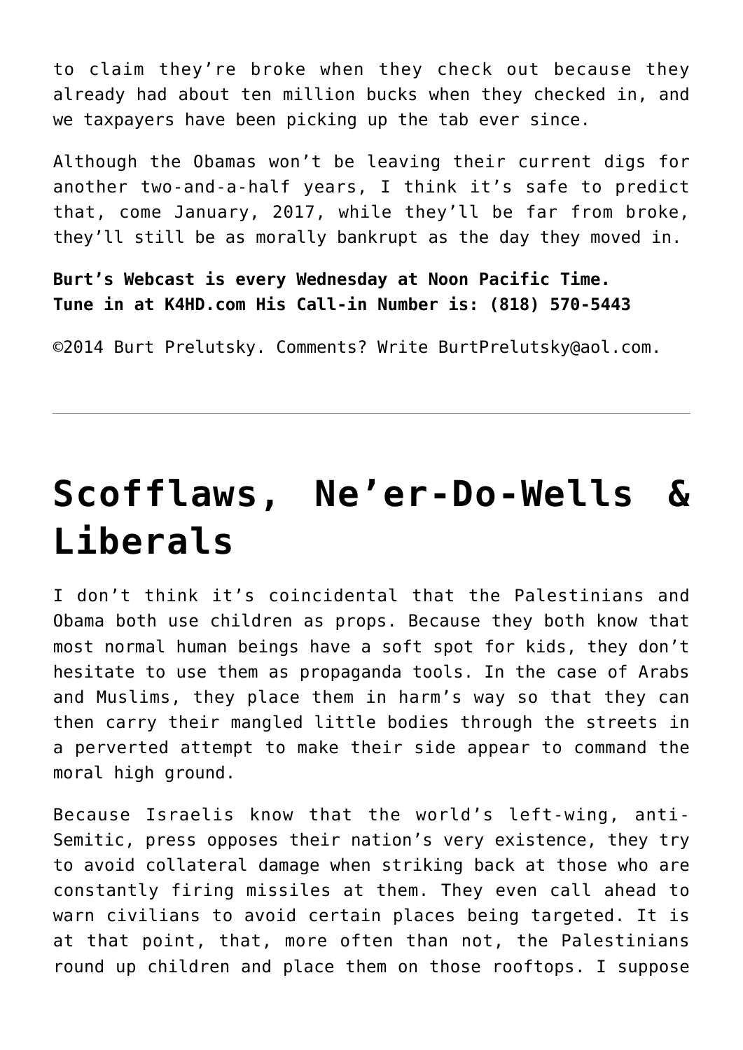to claim they're broke when they check out because they already had about ten million bucks when they checked in, and we taxpayers have been picking up the tab ever since.

Although the Obamas won't be leaving their current digs for another two-and-a-half years, I think it's safe to predict that, come January, 2017, while they'll be far from broke, they'll still be as morally bankrupt as the day they moved in.

**Burt's Webcast is every Wednesday at Noon Pacific Time. Tune in at K4HD.com His Call-in Number is: (818) 570-5443**

©2014 Burt Prelutsky. Comments? Write BurtPrelutsky@aol.com.

---

# Scofflaws, Ne'er-Do-Wells & Liberals

I don't think it's coincidental that the Palestinians and Obama both use children as props. Because they both know that most normal human beings have a soft spot for kids, they don't hesitate to use them as propaganda tools. In the case of Arabs and Muslims, they place them in harm's way so that they can then carry their mangled little bodies through the streets in a perverted attempt to make their side appear to command the moral high ground.

Because Israelis know that the world's left-wing, anti-Semitic, press opposes their nation's very existence, they try to avoid collateral damage when striking back at those who are constantly firing missiles at them. They even call ahead to warn civilians to avoid certain places being targeted. It is at that point, that, more often than not, the Palestinians round up children and place them on those rooftops. I suppose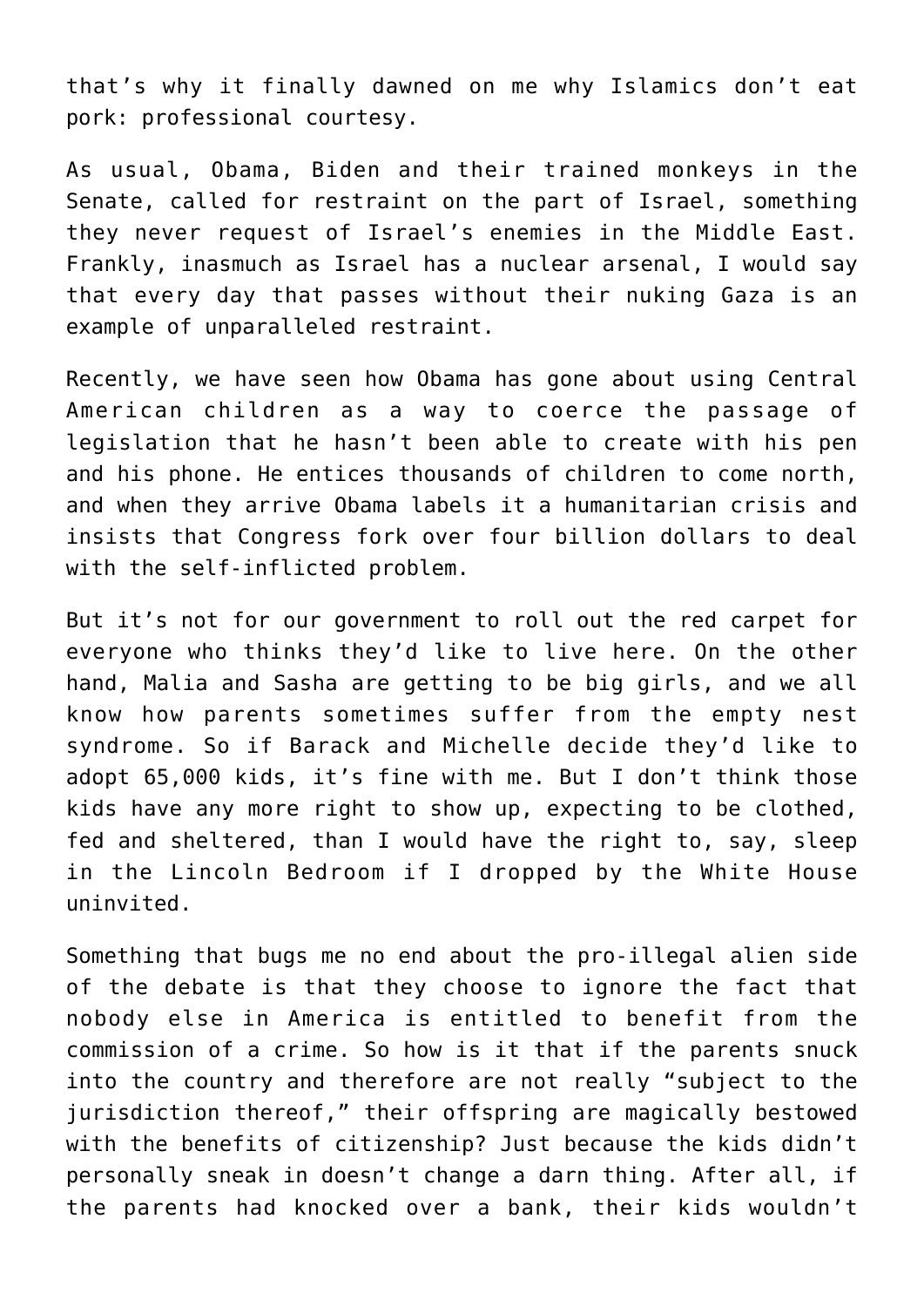that's why it finally dawned on me why Islamics don't eat pork: professional courtesy.

As usual, Obama, Biden and their trained monkeys in the Senate, called for restraint on the part of Israel, something they never request of Israel's enemies in the Middle East. Frankly, inasmuch as Israel has a nuclear arsenal, I would say that every day that passes without their nuking Gaza is an example of unparalleled restraint.

Recently, we have seen how Obama has gone about using Central American children as a way to coerce the passage of legislation that he hasn't been able to create with his pen and his phone. He entices thousands of children to come north, and when they arrive Obama labels it a humanitarian crisis and insists that Congress fork over four billion dollars to deal with the self-inflicted problem.

But it's not for our government to roll out the red carpet for everyone who thinks they'd like to live here. On the other hand, Malia and Sasha are getting to be big girls, and we all know how parents sometimes suffer from the empty nest syndrome. So if Barack and Michelle decide they'd like to adopt 65,000 kids, it's fine with me. But I don't think those kids have any more right to show up, expecting to be clothed, fed and sheltered, than I would have the right to, say, sleep in the Lincoln Bedroom if I dropped by the White House uninvited.

Something that bugs me no end about the pro-illegal alien side of the debate is that they choose to ignore the fact that nobody else in America is entitled to benefit from the commission of a crime. So how is it that if the parents snuck into the country and therefore are not really "subject to the jurisdiction thereof," their offspring are magically bestowed with the benefits of citizenship? Just because the kids didn't personally sneak in doesn't change a darn thing. After all, if the parents had knocked over a bank, their kids wouldn't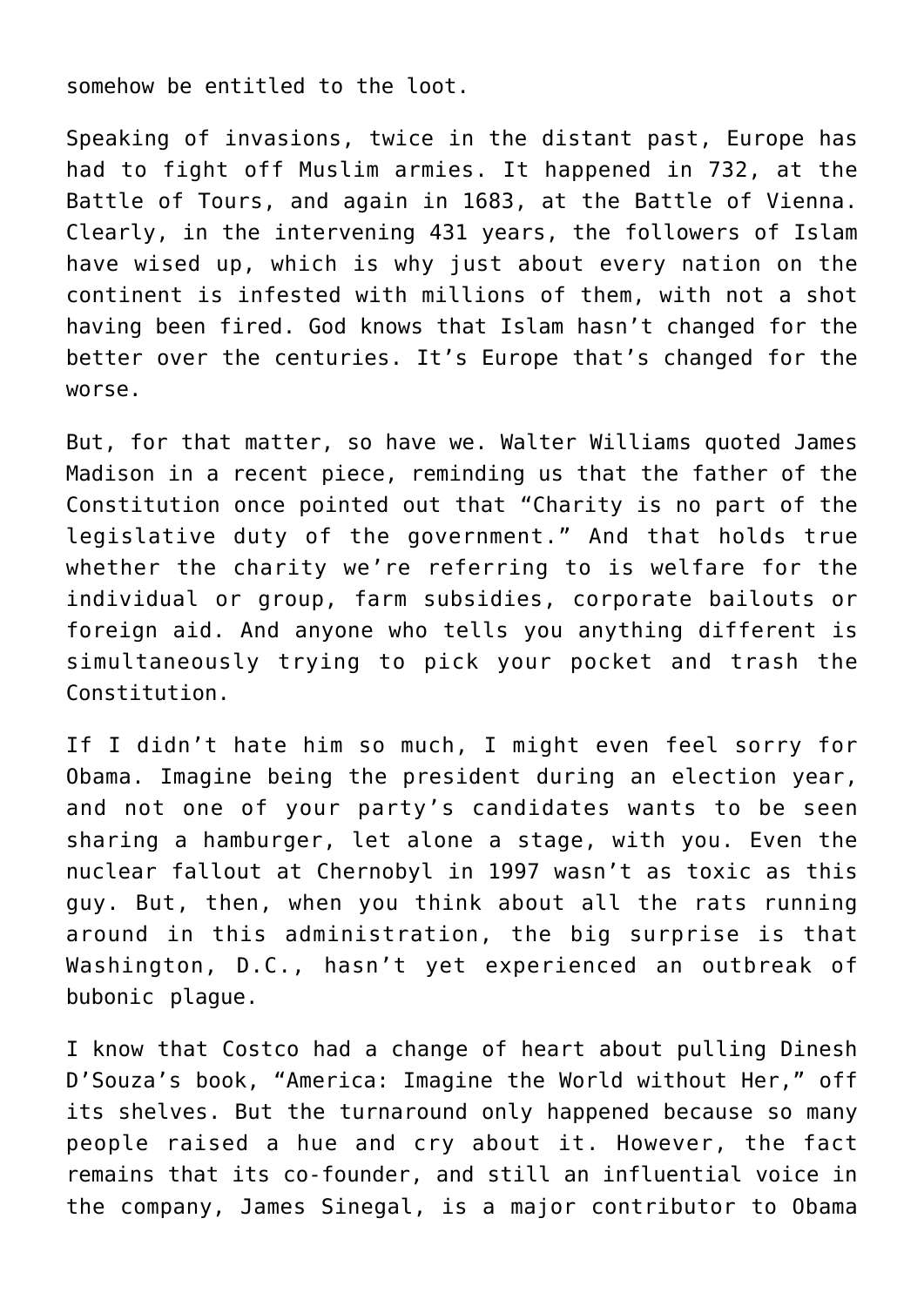somehow be entitled to the loot.

Speaking of invasions, twice in the distant past, Europe has had to fight off Muslim armies. It happened in 732, at the Battle of Tours, and again in 1683, at the Battle of Vienna. Clearly, in the intervening 431 years, the followers of Islam have wised up, which is why just about every nation on the continent is infested with millions of them, with not a shot having been fired. God knows that Islam hasn't changed for the better over the centuries. It's Europe that's changed for the worse.

But, for that matter, so have we. Walter Williams quoted James Madison in a recent piece, reminding us that the father of the Constitution once pointed out that "Charity is no part of the legislative duty of the government." And that holds true whether the charity we're referring to is welfare for the individual or group, farm subsidies, corporate bailouts or foreign aid. And anyone who tells you anything different is simultaneously trying to pick your pocket and trash the Constitution.

If I didn't hate him so much, I might even feel sorry for Obama. Imagine being the president during an election year, and not one of your party's candidates wants to be seen sharing a hamburger, let alone a stage, with you. Even the nuclear fallout at Chernobyl in 1997 wasn't as toxic as this guy. But, then, when you think about all the rats running around in this administration, the big surprise is that Washington, D.C., hasn't yet experienced an outbreak of bubonic plague.

I know that Costco had a change of heart about pulling Dinesh D'Souza's book, "America: Imagine the World without Her," off its shelves. But the turnaround only happened because so many people raised a hue and cry about it. However, the fact remains that its co-founder, and still an influential voice in the company, James Sinegal, is a major contributor to Obama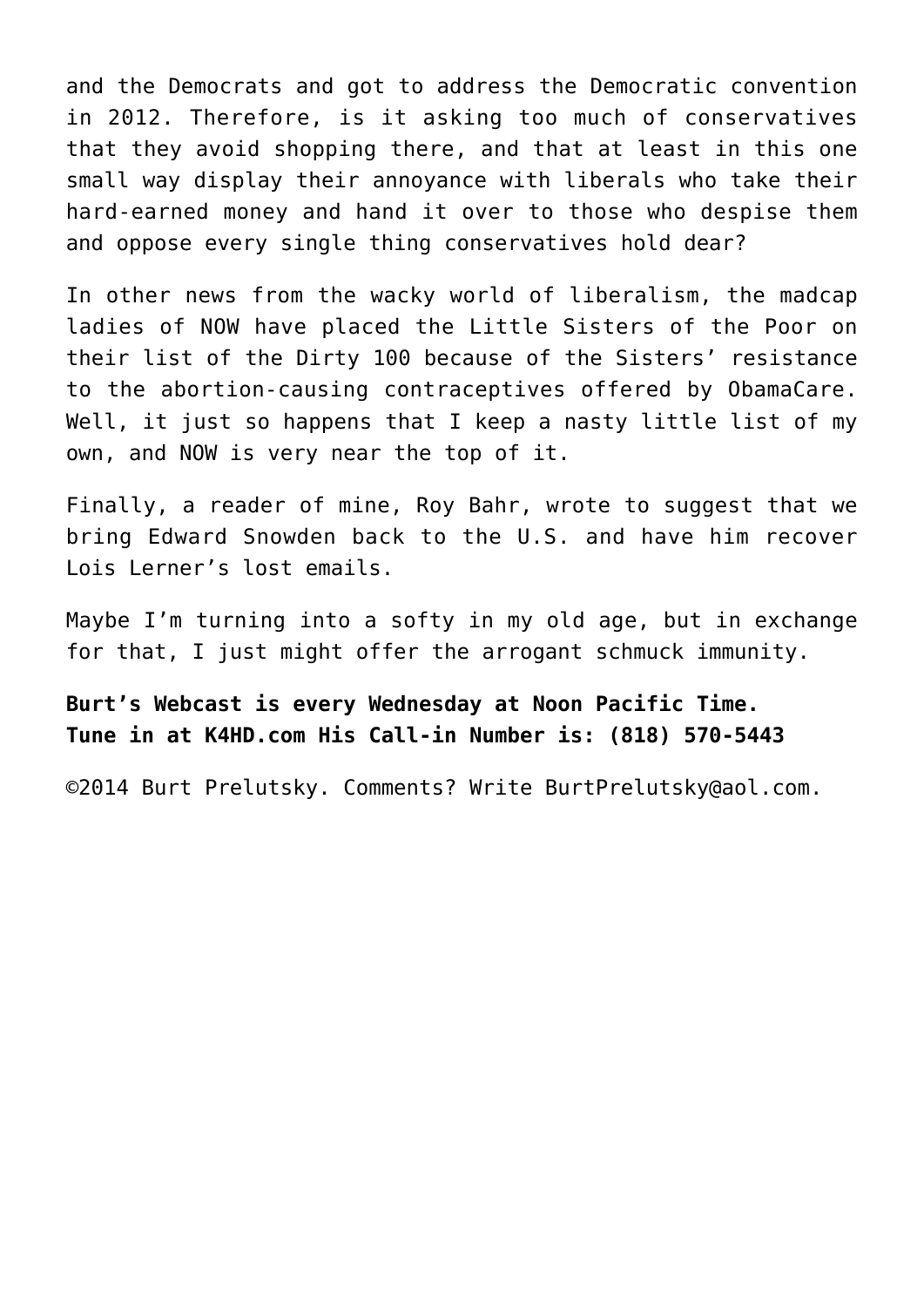and the Democrats and got to address the Democratic convention in 2012. Therefore, is it asking too much of conservatives that they avoid shopping there, and that at least in this one small way display their annoyance with liberals who take their hard-earned money and hand it over to those who despise them and oppose every single thing conservatives hold dear?

In other news from the wacky world of liberalism, the madcap ladies of NOW have placed the Little Sisters of the Poor on their list of the Dirty 100 because of the Sisters' resistance to the abortion-causing contraceptives offered by ObamaCare. Well, it just so happens that I keep a nasty little list of my own, and NOW is very near the top of it.

Finally, a reader of mine, Roy Bahr, wrote to suggest that we bring Edward Snowden back to the U.S. and have him recover Lois Lerner's lost emails.

Maybe I'm turning into a softy in my old age, but in exchange for that, I just might offer the arrogant schmuck immunity.

**Burt's Webcast is every Wednesday at Noon Pacific Time.**
**Tune in at K4HD.com His Call-in Number is: (818) 570-5443**

©2014 Burt Prelutsky. Comments? Write BurtPrelutsky@aol.com.